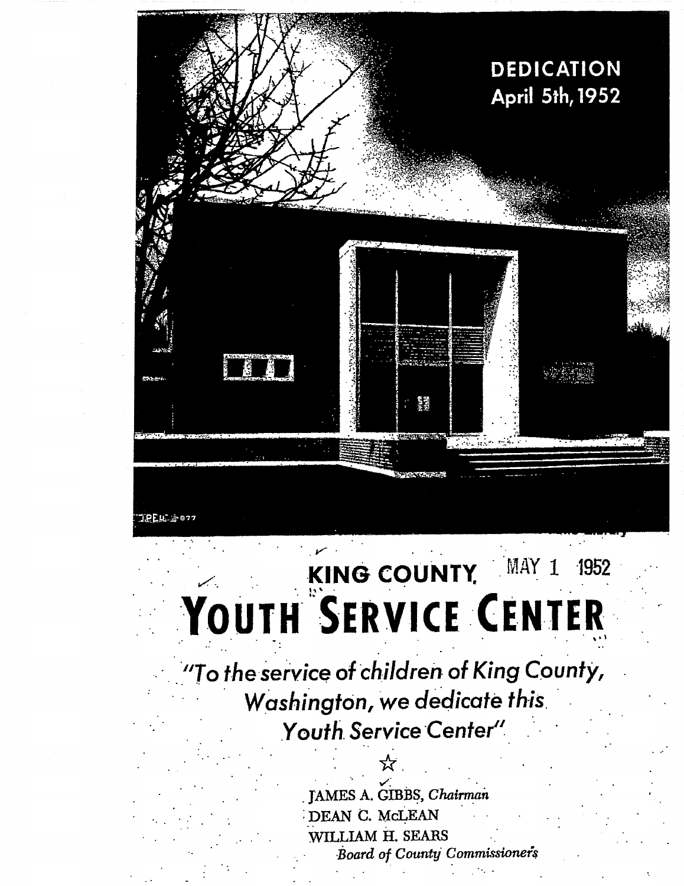DEDICATION
April 5th, 1952

MAY 1 1952

# KING COUNTY
# YOUTH SERVICE CENTER

*"To the service of children of King County, Washington, we dedicate this Youth Service Center"*

☆

JAMES A. GIBBS, *Chairman*
DEAN C. McLEAN
WILLIAM H. SEARS
*Board of County Commissioners*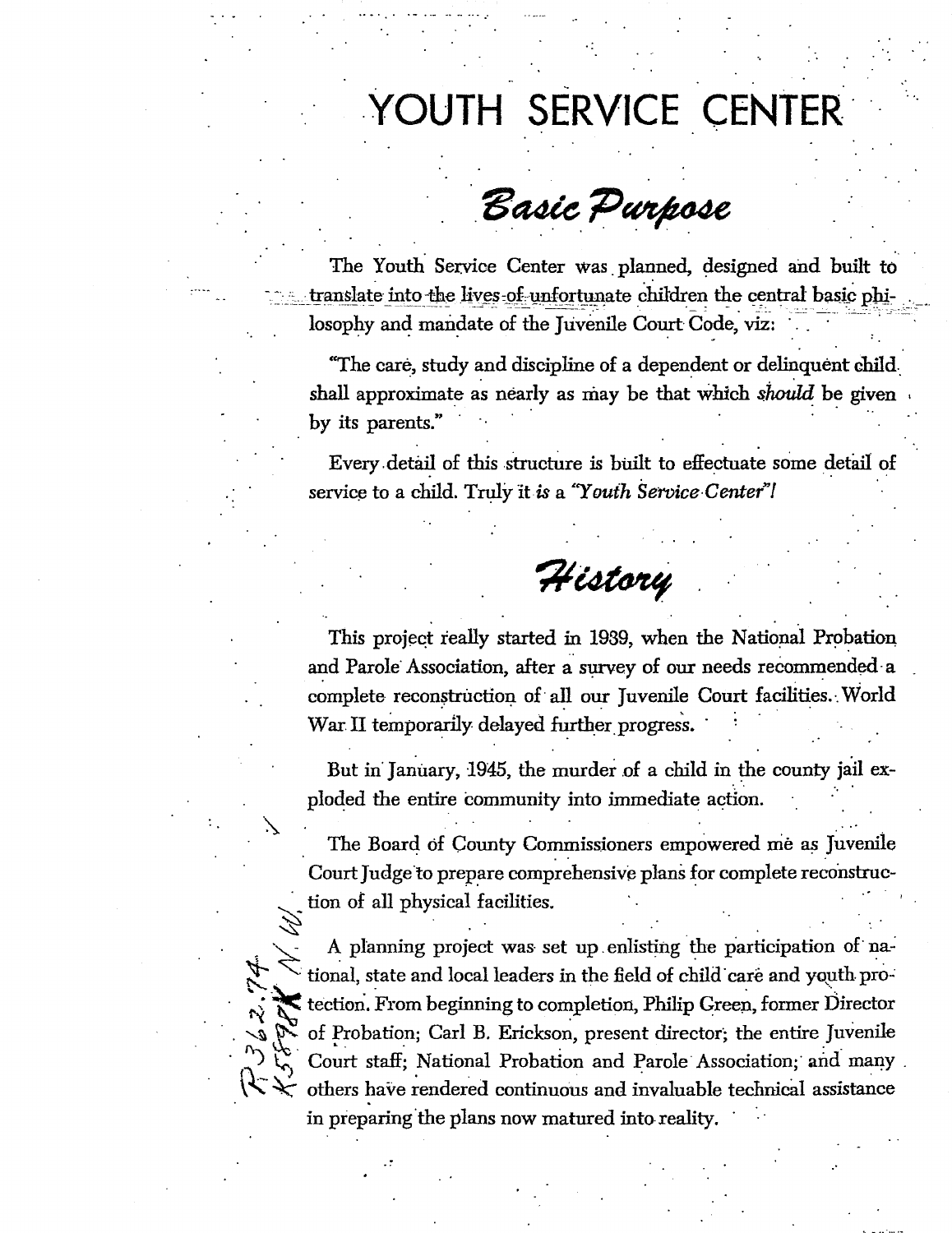# YOUTH SERVICE CENTER

## *Basic Purpose*

The Youth Service Center was planned, designed and built to translate into the lives of unfortunate children the central basic philosophy and mandate of the Juvenile Court Code, viz:

"The care, study and discipline of a dependent or delinquent child shall approximate as nearly as may be that which *should* be given by its parents."

Every detail of this structure is built to effectuate some detail of service to a child. Truly it *is* a *"Youth Service Center"!*

## *History*

This project really started in 1939, when the National Probation and Parole Association, after a survey of our needs recommended a complete reconstruction of all our Juvenile Court facilities. World War II temporarily delayed further progress.

But in January, 1945, the murder of a child in the county jail exploded the entire community into immediate action.

The Board of County Commissioners empowered me as Juvenile Court Judge to prepare comprehensive plans for complete reconstruction of all physical facilities.

A planning project was set up enlisting the participation of national, state and local leaders in the field of child care and youth protection. From beginning to completion, Philip Green, former Director of Probation; Carl B. Erickson, present director; the entire Juvenile Court staff; National Probation and Parole Association; and many others have rendered continuous and invaluable technical assistance in preparing the plans now matured into reality.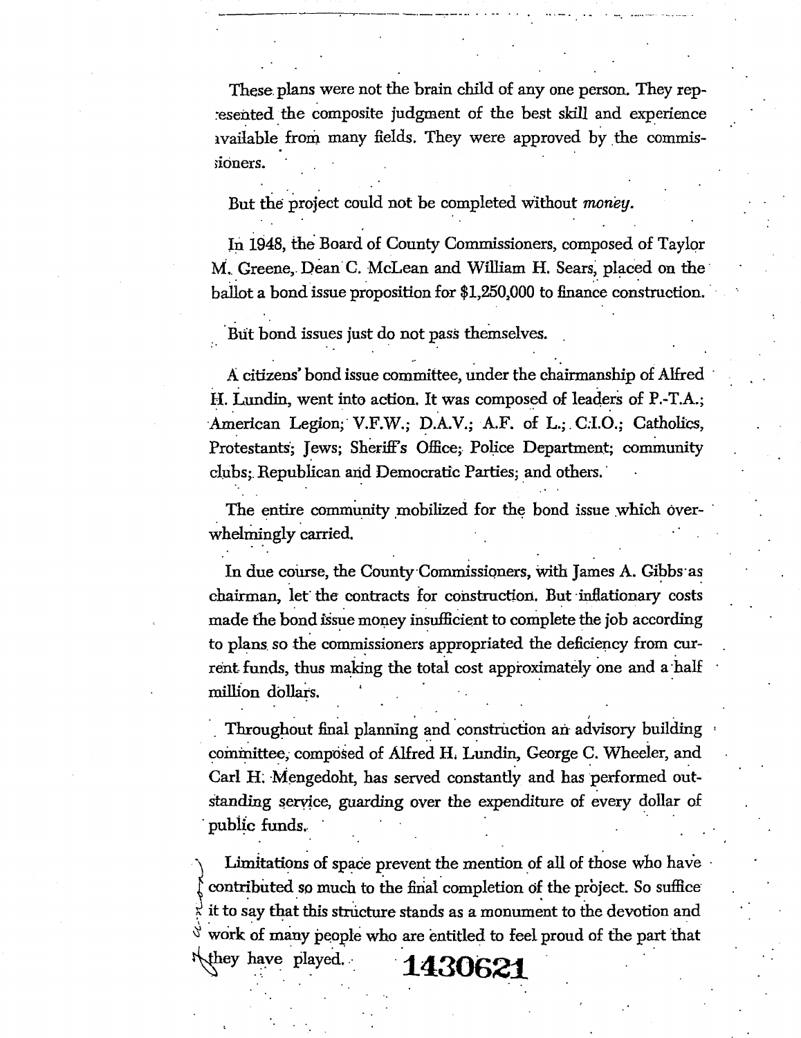These plans were not the brain child of any one person. They represented the composite judgment of the best skill and experience available from many fields. They were approved by the commissioners.

But the project could not be completed without *money*.

In 1948, the Board of County Commissioners, composed of Taylor M. Greene, Dean C. McLean and William H. Sears, placed on the ballot a bond issue proposition for $1,250,000 to finance construction.

But bond issues just do not pass themselves.

A citizens' bond issue committee, under the chairmanship of Alfred H. Lundin, went into action. It was composed of leaders of P.-T.A.; American Legion; V.F.W.; D.A.V.; A.F. of L.; C.I.O.; Catholics, Protestants; Jews; Sheriff's Office; Police Department; community clubs; Republican and Democratic Parties; and others.

The entire community mobilized for the bond issue which overwhelmingly carried.

In due course, the County Commissioners, with James A. Gibbs as chairman, let the contracts for construction. But inflationary costs made the bond issue money insufficient to complete the job according to plans so the commissioners appropriated the deficiency from current funds, thus making the total cost approximately one and a half million dollars.

Throughout final planning and construction an advisory building committee, composed of Alfred H. Lundin, George C. Wheeler, and Carl H. Mengedoht, has served constantly and has performed outstanding service, guarding over the expenditure of every dollar of public funds.

Limitations of space prevent the mention of all of those who have contributed so much to the final completion of the project. So suffice it to say that this structure stands as a monument to the devotion and work of many people who are entitled to feel proud of the part that they have played.

**1430621**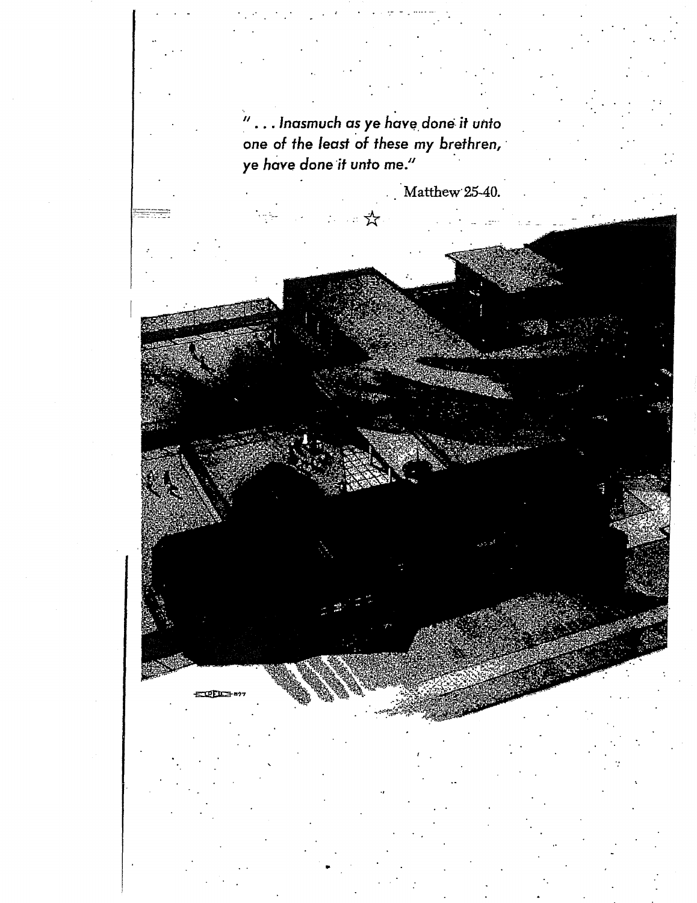*"... Inasmuch as ye have done it unto one of the least of these my brethren, ye have done it unto me."*

Matthew 25-40.

☆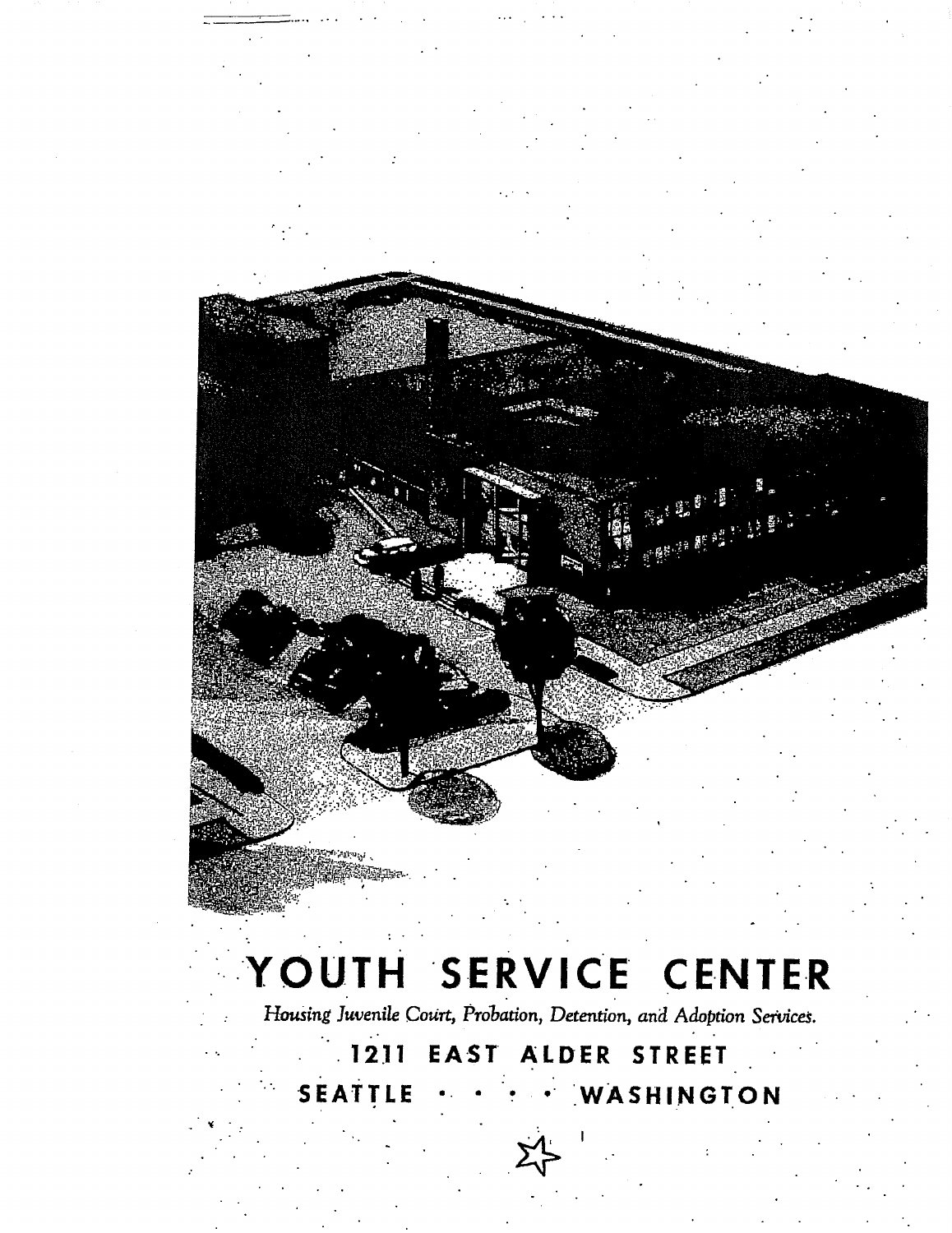# YOUTH SERVICE CENTER

*Housing Juvenile Court, Probation, Detention, and Adoption Services.*

**1211 EAST ALDER STREET**

**SEATTLE • • • • WASHINGTON**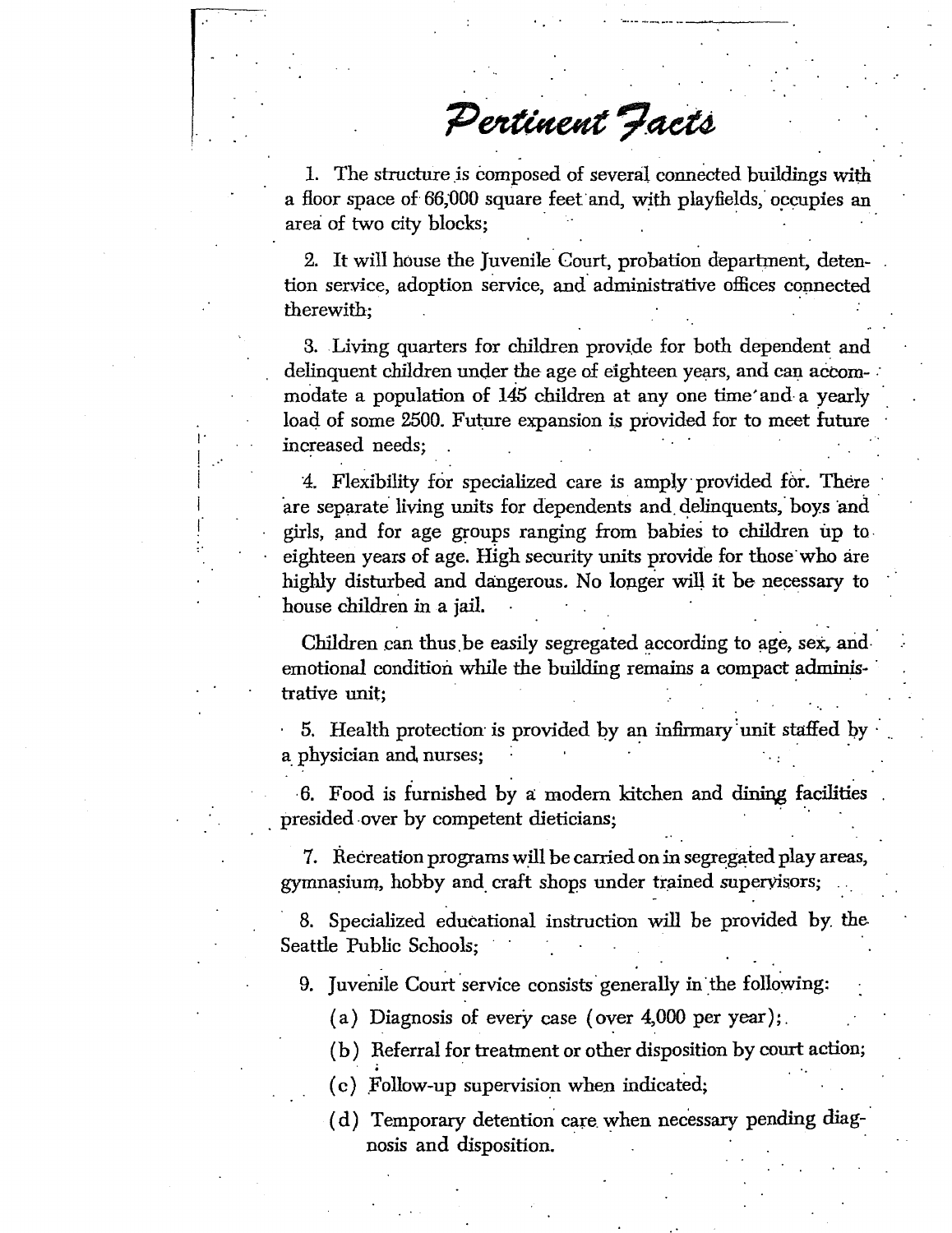# *Pertinent Facts*

1. The structure is composed of several connected buildings with a floor space of 66,000 square feet and, with playfields, occupies an area of two city blocks;

2. It will house the Juvenile Court, probation department, detention service, adoption service, and administrative offices connected therewith;

3. Living quarters for children provide for both dependent and delinquent children under the age of eighteen years, and can accommodate a population of 145 children at any one time and a yearly load of some 2500. Future expansion is provided for to meet future increased needs;

4. Flexibility for specialized care is amply provided for. There are separate living units for dependents and delinquents, boys and girls, and for age groups ranging from babies to children up to eighteen years of age. High security units provide for those who are highly disturbed and dangerous. No longer will it be necessary to house children in a jail.

Children can thus be easily segregated according to age, sex, and emotional condition while the building remains a compact administrative unit;

5. Health protection is provided by an infirmary unit staffed by a physician and nurses;

6. Food is furnished by a modern kitchen and dining facilities presided over by competent dieticians;

7. Recreation programs will be carried on in segregated play areas, gymnasium, hobby and craft shops under trained supervisors;

8. Specialized educational instruction will be provided by the Seattle Public Schools;

9. Juvenile Court service consists generally in the following:

   (a) Diagnosis of every case (over 4,000 per year);

   (b) Referral for treatment or other disposition by court action;

   (c) Follow-up supervision when indicated;

   (d) Temporary detention care when necessary pending diagnosis and disposition.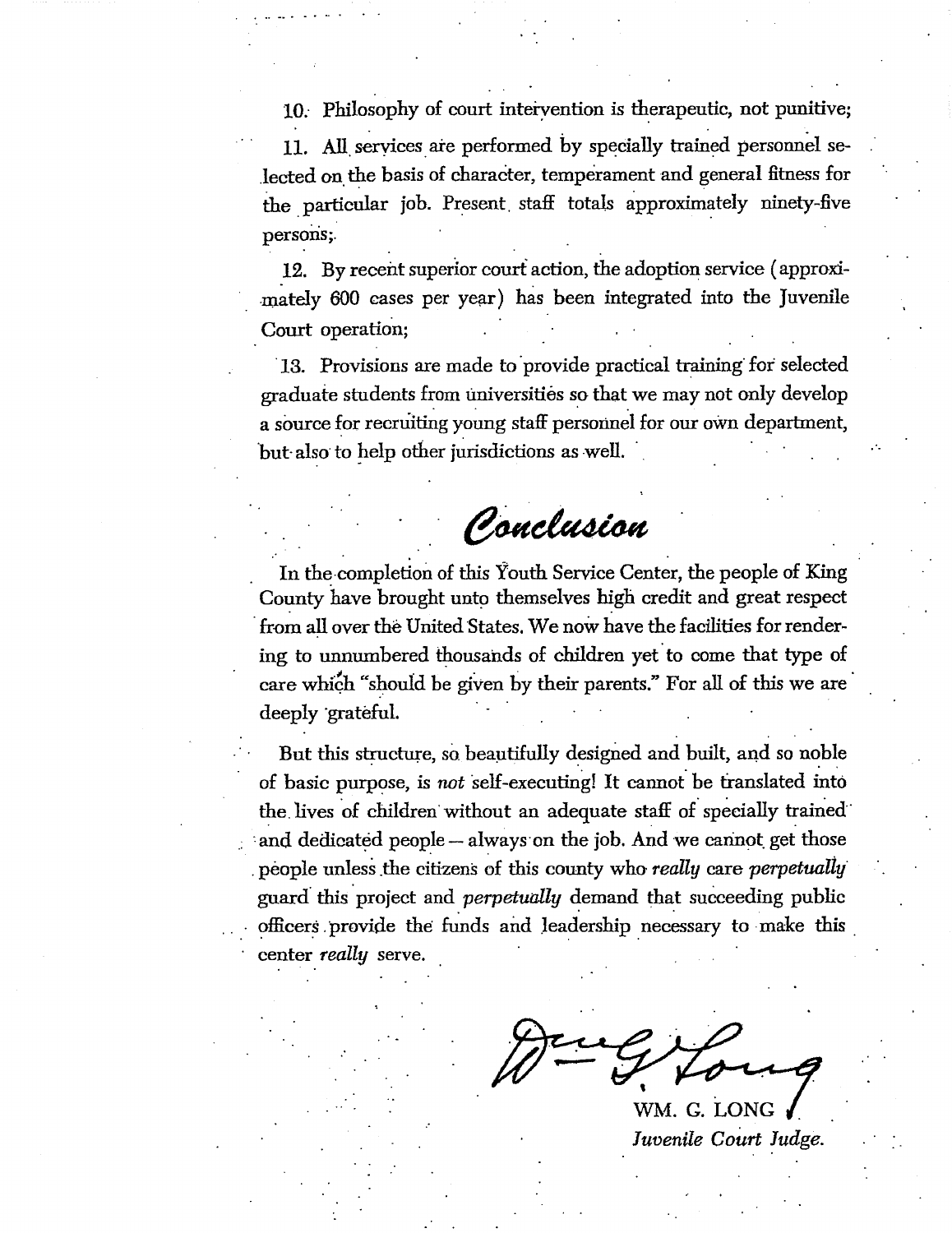10. Philosophy of court intervention is therapeutic, not punitive;

11. All services are performed by specially trained personnel selected on the basis of character, temperament and general fitness for the particular job. Present staff totals approximately ninety-five persons;

12. By recent superior court action, the adoption service (approximately 600 cases per year) has been integrated into the Juvenile Court operation;

13. Provisions are made to provide practical training for selected graduate students from universities so that we may not only develop a source for recruiting young staff personnel for our own department, but also to help other jurisdictions as well.

## *Conclusion*

In the completion of this Youth Service Center, the people of King County have brought unto themselves high credit and great respect from all over the United States. We now have the facilities for rendering to unnumbered thousands of children yet to come that type of care which "should be given by their parents." For all of this we are deeply grateful.

But this structure, so beautifully designed and built, and so noble of basic purpose, is *not* self-executing! It cannot be translated into the lives of children without an adequate staff of specially trained and dedicated people — always on the job. And we cannot get those people unless the citizens of this county who *really* care *perpetually* guard this project and *perpetually* demand that succeeding public officers provide the funds and leadership necessary to make this center *really* serve.

Wm G. Long

WM. G. LONG

*Juvenile Court Judge.*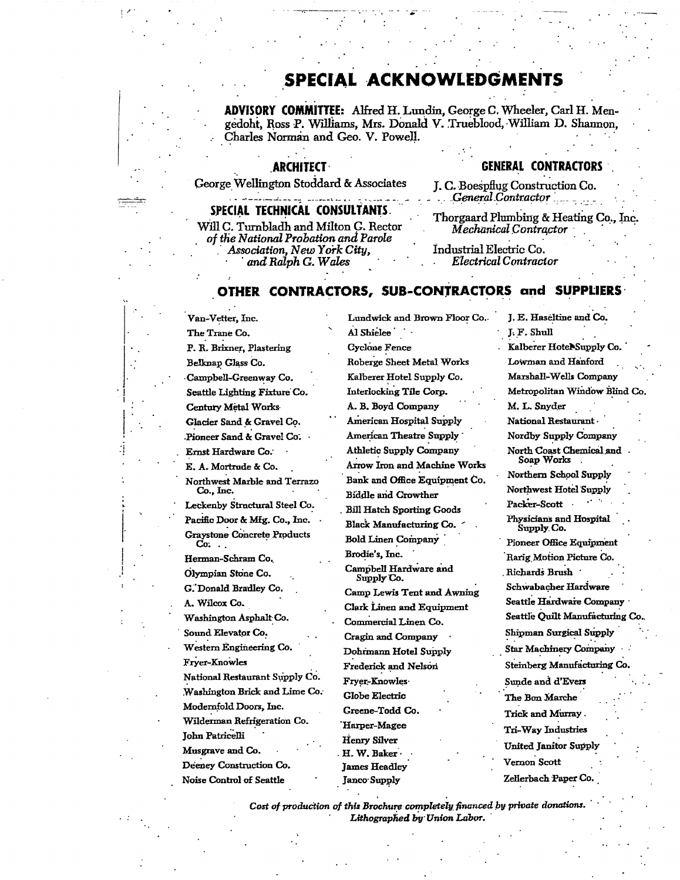# SPECIAL ACKNOWLEDGMENTS

**ADVISORY COMMITTEE:** Alfred H. Lundin, George C. Wheeler, Carl H. Mengedoht, Ross P. Williams, Mrs. Donald V. Trueblood, William D. Shannon, Charles Norman and Geo. V. Powell.

## ARCHITECT

George Wellington Stoddard & Associates

## SPECIAL TECHNICAL CONSULTANTS

Will C. Turnbladh and Milton G. Rector
*of the National Probation and Parole Association, New York City, and Ralph G. Wales*

## GENERAL CONTRACTORS

J. C. Boespflug Construction Co.
*General Contractor*

Thorgaard Plumbing & Heating Co., Inc.
*Mechanical Contractor*

Industrial Electric Co.
*Electrical Contractor*

## OTHER CONTRACTORS, SUB-CONTRACTORS and SUPPLIERS

Van-Vetter, Inc.
The Trane Co.
P. R. Brixner, Plastering
Belknap Glass Co.
Campbell-Greenway Co.
Seattle Lighting Fixture Co.
Century Metal Works
Glacier Sand & Gravel Co.
Pioneer Sand & Gravel Co.
Ernst Hardware Co.
E. A. Mortrude & Co.
Northwest Marble and Terrazo Co., Inc.
Leckenby Structural Steel Co.
Pacific Door & Mfg. Co., Inc.
Graystone Concrete Products Co.
Herman-Schram Co.
Olympian Stone Co.
G. Donald Bradley Co.
A. Wilcox Co.
Washington Asphalt Co.
Sound Elevator Co.
Western Engineering Co.
Fryer-Knowles
National Restaurant Supply Co.
Washington Brick and Lime Co.
Modernfold Doors, Inc.
Wilderman Refrigeration Co.
John Patricelli
Musgrave and Co.
Deeney Construction Co.
Noise Control of Seattle
Lundwick and Brown Floor Co.
Al Shielee
Cyclone Fence
Roberge Sheet Metal Works
Kalberer Hotel Supply Co.
Interlocking Tile Corp.
A. B. Boyd Company
American Hospital Supply
American Theatre Supply
Athletic Supply Company
Arrow Iron and Machine Works
Bank and Office Equipment Co.
Biddle and Crowther
Bill Hatch Sporting Goods
Black Manufacturing Co.
Bold Linen Company
Brodie's, Inc.
Campbell Hardware and Supply Co.
Camp Lewis Tent and Awning
Clark Linen and Equipment
Commercial Linen Co.
Cragin and Company
Dohrmann Hotel Supply
Frederick and Nelson
Fryer-Knowles
Globe Electric
Greene-Todd Co.
Harper-Magee
Henry Silver
H. W. Baker
James Headley
Janco Supply
J. E. Haseltine and Co.
J. F. Shull
Kalberer Hotel Supply Co.
Lowman and Hanford
Marshall-Wells Company
Metropolitan Window Blind Co.
M. L. Snyder
National Restaurant
Nordby Supply Company
North Coast Chemical and Soap Works
Northern School Supply
Northwest Hotel Supply
Packer-Scott
Physicians and Hospital Supply Co.
Pioneer Office Equipment
Rarig Motion Picture Co.
Richards Brush
Schwabacher Hardware
Seattle Hardware Company
Seattle Quilt Manufacturing Co.
Shipman Surgical Supply
Star Machinery Company
Steinberg Manufacturing Co.
Sunde and d'Evers
The Bon Marche
Trick and Murray
Tri-Way Industries
United Janitor Supply
Vernon Scott
Zellerbach Paper Co.

*Cost of production of this Brochure completely financed by private donations.*
*Lithographed by Union Labor.*